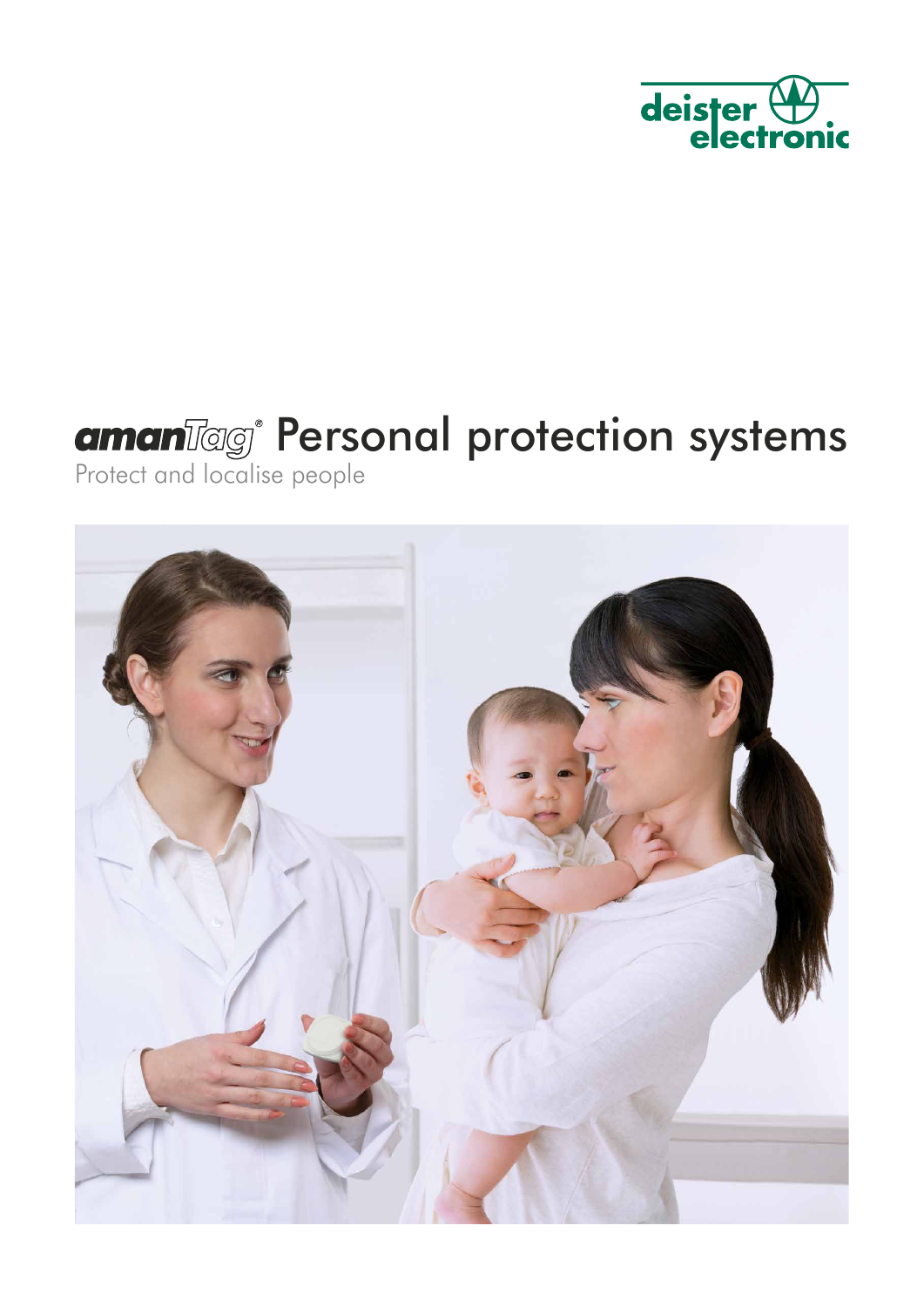deister electronic

# amanTag® Personal protection systems

Protect and localise people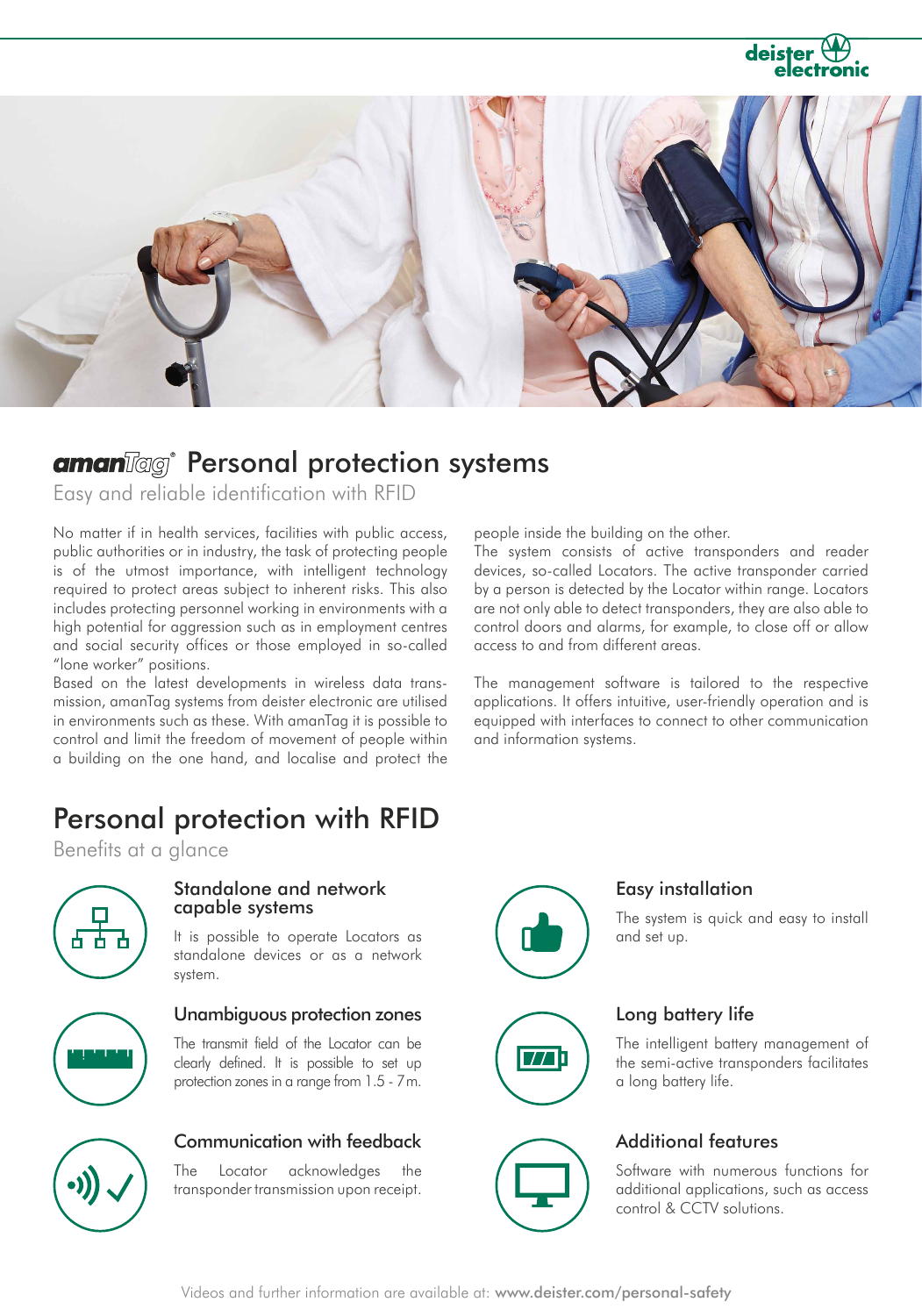# amanTag® Personal protection systems

Easy and reliable identification with RFID

No matter if in health services, facilities with public access, public authorities or in industry, the task of protecting people is of the utmost importance, with intelligent technology required to protect areas subject to inherent risks. This also includes protecting personnel working in environments with a high potential for aggression such as in employment centres and social security offices or those employed in so-called "lone worker" positions.

Based on the latest developments in wireless data transmission, amanTag systems from deister electronic are utilised in environments such as these. With amanTag it is possible to control and limit the freedom of movement of people within a building on the one hand, and localise and protect the people inside the building on the other.

The system consists of active transponders and reader devices, so-called Locators. The active transponder carried by a person is detected by the Locator within range. Locators are not only able to detect transponders, they are also able to control doors and alarms, for example, to close off or allow access to and from different areas.

The management software is tailored to the respective applications. It offers intuitive, user-friendly operation and is equipped with interfaces to connect to other communication and information systems.

## Personal protection with RFID

Benefits at a glance

### Standalone and network capable systems

It is possible to operate Locators as standalone devices or as a network system.

### Unambiguous protection zones

The transmit field of the Locator can be clearly defined. It is possible to set up protection zones in a range from 1.5 - 7 m.

### Communication with feedback

The Locator acknowledges the transponder transmission upon receipt.

### Easy installation

The system is quick and easy to install and set up.

### Long battery life

The intelligent battery management of the semi-active transponders facilitates a long battery life.

### Additional features

Software with numerous functions for additional applications, such as access control & CCTV solutions.

Videos and further information are available at: **www.deister.com/personal-safety**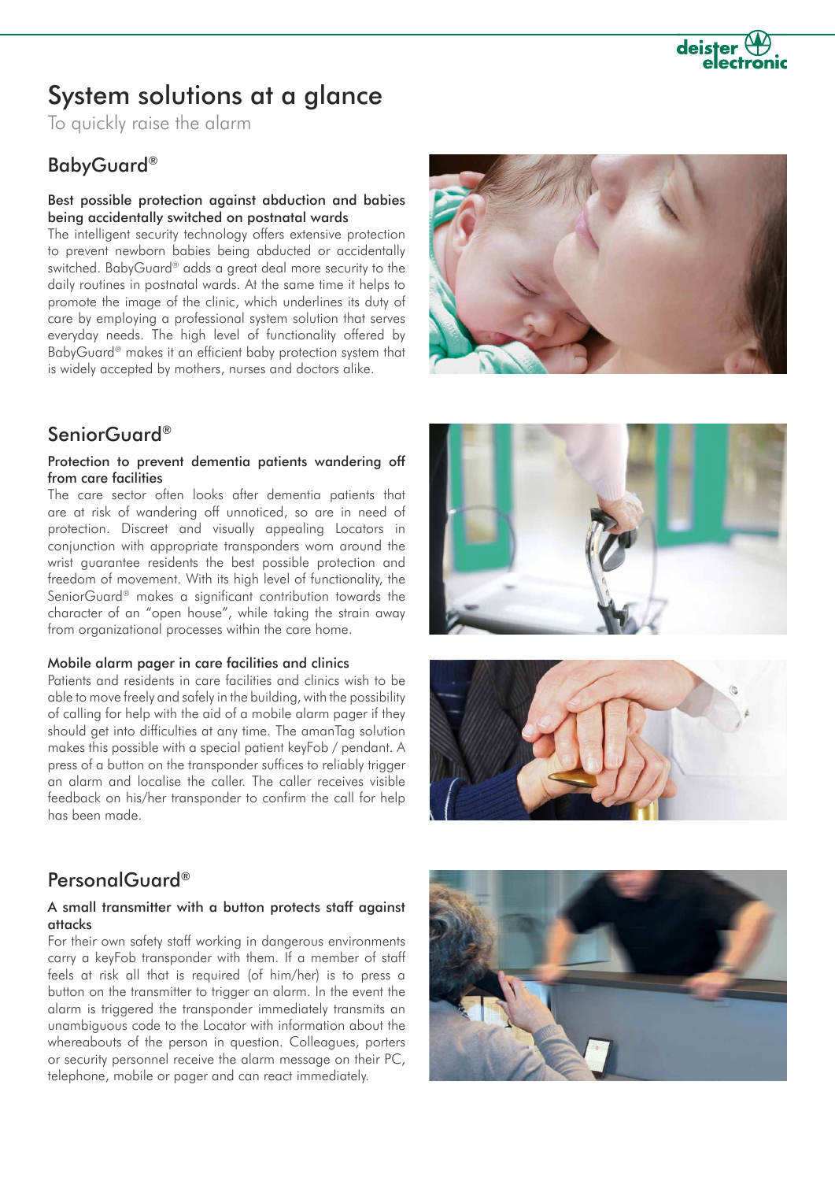# System solutions at a glance

To quickly raise the alarm

## BabyGuard®

### Best possible protection against abduction and babies being accidentally switched on postnatal wards

The intelligent security technology offers extensive protection to prevent newborn babies being abducted or accidentally switched. BabyGuard® adds a great deal more security to the daily routines in postnatal wards. At the same time it helps to promote the image of the clinic, which underlines its duty of care by employing a professional system solution that serves everyday needs. The high level of functionality offered by BabyGuard® makes it an efficient baby protection system that is widely accepted by mothers, nurses and doctors alike.

## SeniorGuard®

### Protection to prevent dementia patients wandering off from care facilities

The care sector often looks after dementia patients that are at risk of wandering off unnoticed, so are in need of protection. Discreet and visually appealing Locators in conjunction with appropriate transponders worn around the wrist guarantee residents the best possible protection and freedom of movement. With its high level of functionality, the SeniorGuard® makes a significant contribution towards the character of an "open house", while taking the strain away from organizational processes within the care home.

### Mobile alarm pager in care facilities and clinics

Patients and residents in care facilities and clinics wish to be able to move freely and safely in the building, with the possibility of calling for help with the aid of a mobile alarm pager if they should get into difficulties at any time. The amanTag solution makes this possible with a special patient keyFob / pendant. A press of a button on the transponder suffices to reliably trigger an alarm and localise the caller. The caller receives visible feedback on his/her transponder to confirm the call for help has been made.

## PersonalGuard®

### A small transmitter with a button protects staff against attacks

For their own safety staff working in dangerous environments carry a keyFob transponder with them. If a member of staff feels at risk all that is required (of him/her) is to press a button on the transmitter to trigger an alarm. In the event the alarm is triggered the transponder immediately transmits an unambiguous code to the Locator with information about the whereabouts of the person in question. Colleagues, porters or security personnel receive the alarm message on their PC, telephone, mobile or pager and can react immediately.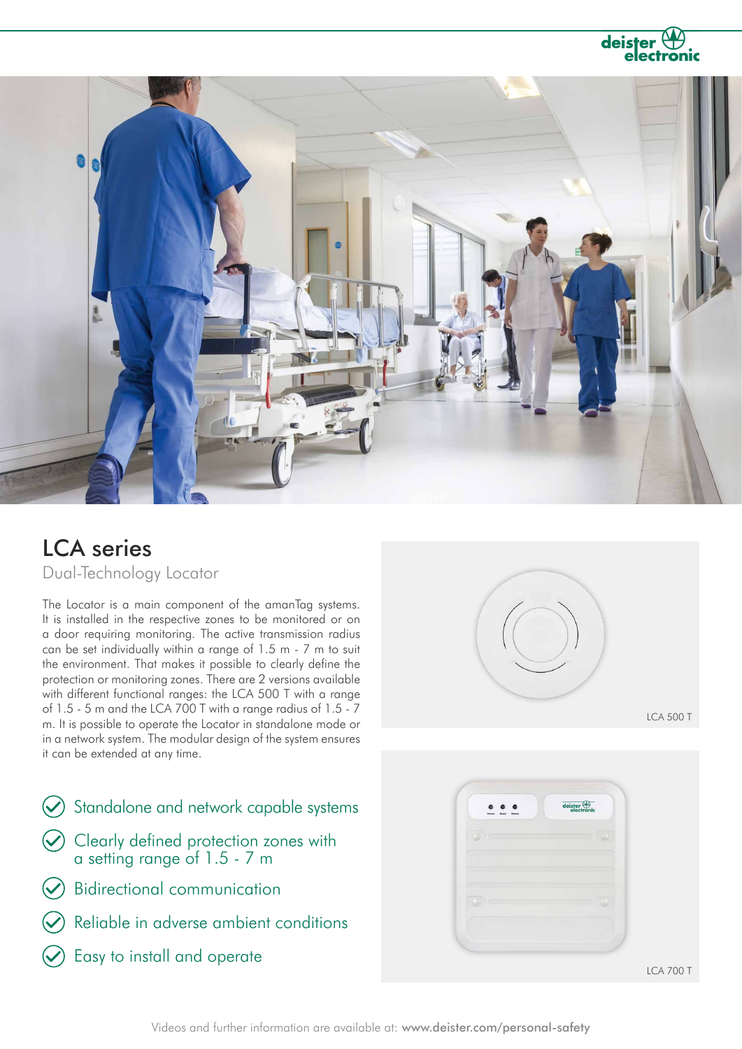# LCA series

Dual-Technology Locator

The Locator is a main component of the amanTag systems. It is installed in the respective zones to be monitored or on a door requiring monitoring. The active transmission radius can be set individually within a range of 1.5 m - 7 m to suit the environment. That makes it possible to clearly define the protection or monitoring zones. There are 2 versions available with different functional ranges: the LCA 500 T with a range of 1.5 - 5 m and the LCA 700 T with a range radius of 1.5 - 7 m. It is possible to operate the Locator in standalone mode or in a network system. The modular design of the system ensures it can be extended at any time.

- Standalone and network capable systems
- Clearly defined protection zones with a setting range of 1.5 - 7 m
- Bidirectional communication
- Reliable in adverse ambient conditions
- Easy to install and operate

LCA 500 T

LCA 700 T

Videos and further information are available at: **www.deister.com/personal-safety**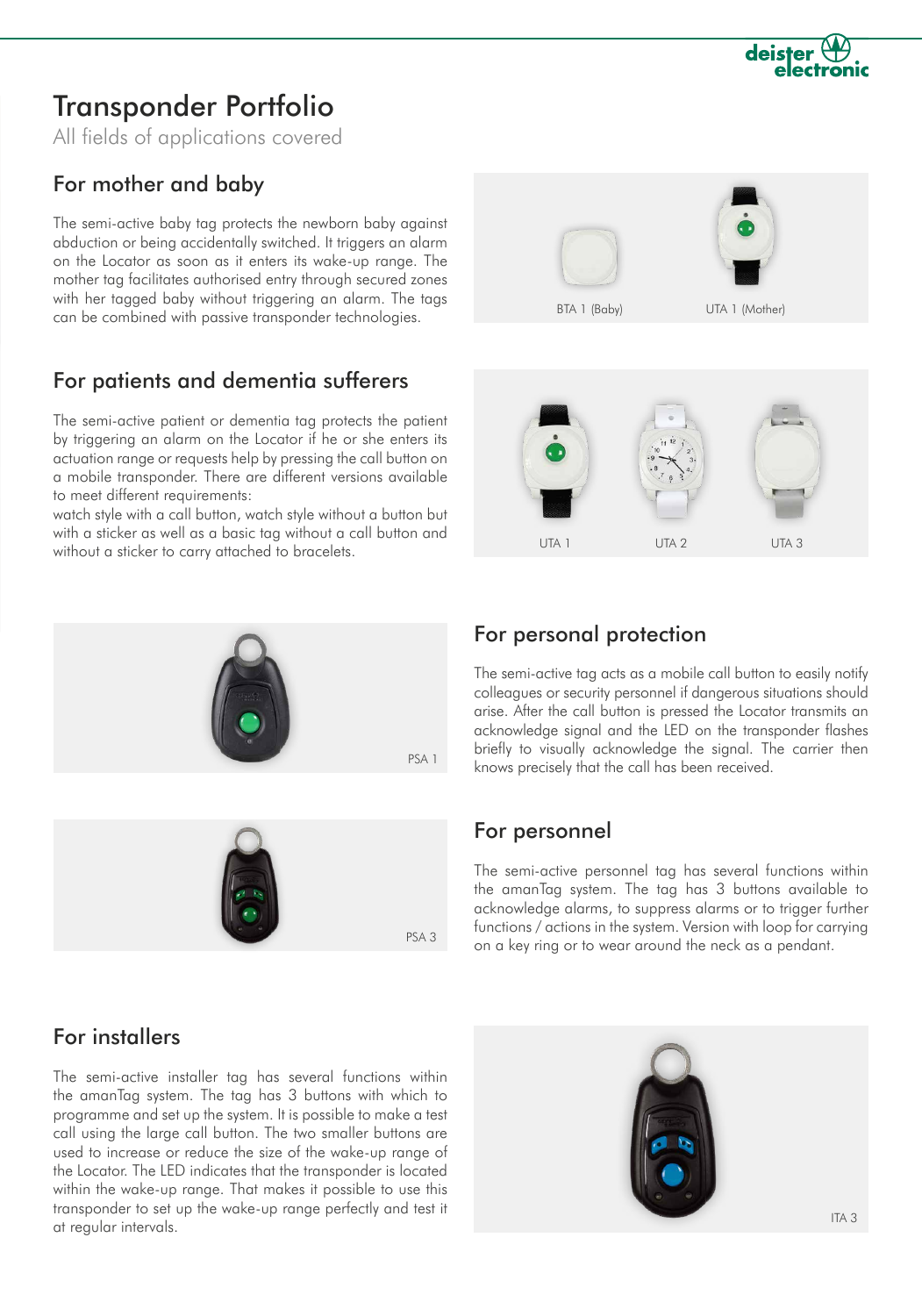# Transponder Portfolio

All fields of applications covered

## For mother and baby

The semi-active baby tag protects the newborn baby against abduction or being accidentally switched. It triggers an alarm on the Locator as soon as it enters its wake-up range. The mother tag facilitates authorised entry through secured zones with her tagged baby without triggering an alarm. The tags can be combined with passive transponder technologies.

BTA 1 (Baby)

UTA 1 (Mother)

## For patients and dementia sufferers

The semi-active patient or dementia tag protects the patient by triggering an alarm on the Locator if he or she enters its actuation range or requests help by pressing the call button on a mobile transponder. There are different versions available to meet different requirements:
watch style with a call button, watch style without a button but with a sticker as well as a basic tag without a call button and without a sticker to carry attached to bracelets.

UTA 1

UTA 2

UTA 3

## For personal protection

The semi-active tag acts as a mobile call button to easily notify colleagues or security personnel if dangerous situations should arise. After the call button is pressed the Locator transmits an acknowledge signal and the LED on the transponder flashes briefly to visually acknowledge the signal. The carrier then knows precisely that the call has been received.

PSA 1

## For personnel

The semi-active personnel tag has several functions within the amanTag system. The tag has 3 buttons available to acknowledge alarms, to suppress alarms or to trigger further functions / actions in the system. Version with loop for carrying on a key ring or to wear around the neck as a pendant.

PSA 3

## For installers

The semi-active installer tag has several functions within the amanTag system. The tag has 3 buttons with which to programme and set up the system. It is possible to make a test call using the large call button. The two smaller buttons are used to increase or reduce the size of the wake-up range of the Locator. The LED indicates that the transponder is located within the wake-up range. That makes it possible to use this transponder to set up the wake-up range perfectly and test it at regular intervals.

ITA 3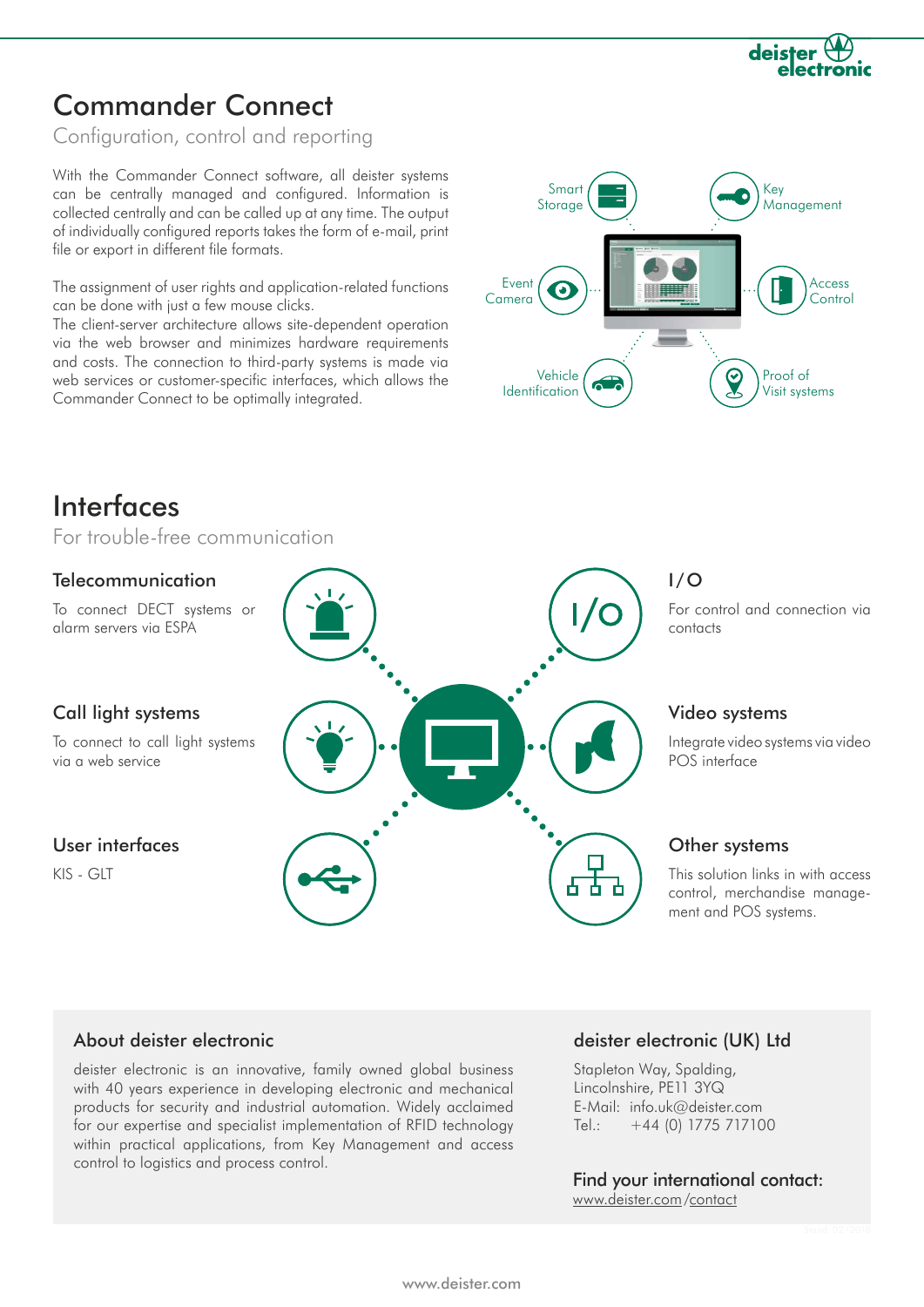# Commander Connect

Configuration, control and reporting

With the Commander Connect software, all deister systems can be centrally managed and configured. Information is collected centrally and can be called up at any time. The output of individually configured reports takes the form of e-mail, print file or export in different file formats.

The assignment of user rights and application-related functions can be done with just a few mouse clicks.
The client-server architecture allows site-dependent operation via the web browser and minimizes hardware requirements and costs. The connection to third-party systems is made via web services or customer-specific interfaces, which allows the Commander Connect to be optimally integrated.

Smart Storage
Key Management
Event Camera
Access Control
Vehicle Identification
Proof of Visit systems

# Interfaces

For trouble-free communication

### Telecommunication

To connect DECT systems or alarm servers via ESPA

### Call light systems

To connect to call light systems via a web service

### User interfaces

KIS - GLT

### I/O

For control and connection via contacts

### Video systems

Integrate video systems via video POS interface

### Other systems

This solution links in with access control, merchandise management and POS systems.

## About deister electronic

deister electronic is an innovative, family owned global business with 40 years experience in developing electronic and mechanical products for security and industrial automation. Widely acclaimed for our expertise and specialist implementation of RFID technology within practical applications, from Key Management and access control to logistics and process control.

## deister electronic (UK) Ltd

Stapleton Way, Spalding,
Lincolnshire, PE11 3YQ
E-Mail: info.uk@deister.com
Tel.: +44 (0) 1775 717100

## Find your international contact:

www.deister.com/contact

www.deister.com